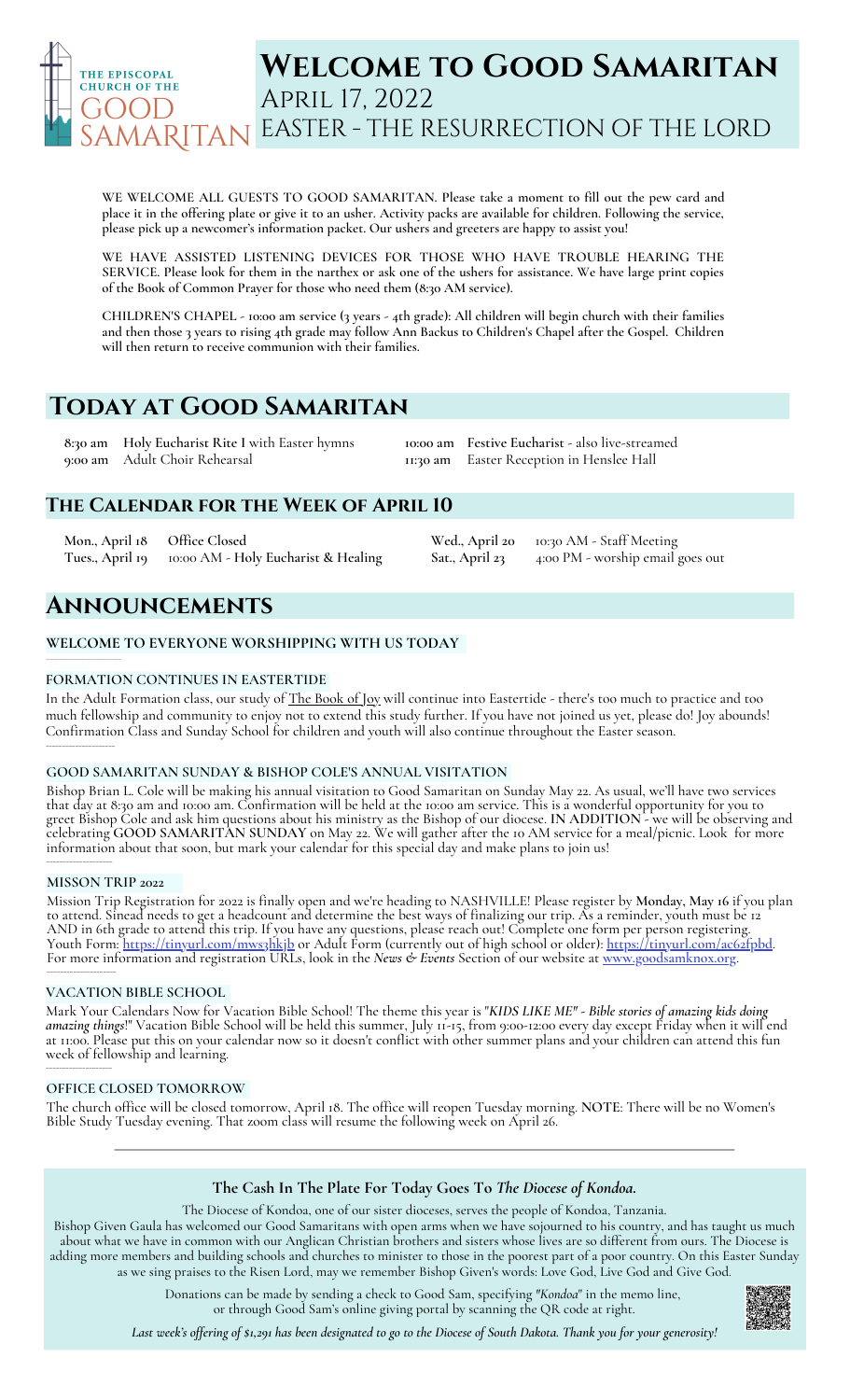THE EPISCOPAL CHURCH OF THE GOOD SAMARITAN

# Welcome to Good Samaritan

April 17, 2022

Easter - The Resurrection of the Lord

**WE WELCOME ALL GUESTS TO GOOD SAMARITAN. Please take a moment to fill out the pew card and place it in the offering plate or give it to an usher. Activity packs are available for children. Following the service, please pick up a newcomer's information packet. Our ushers and greeters are happy to assist you!**

**WE HAVE ASSISTED LISTENING DEVICES FOR THOSE WHO HAVE TROUBLE HEARING THE SERVICE. Please look for them in the narthex or ask one of the ushers for assistance. We have large print copies of the Book of Common Prayer for those who need them (8:30 AM service).**

**CHILDREN'S CHAPEL - 10:00 am service (3 years - 4th grade): All children will begin church with their families and then those 3 years to rising 4th grade may follow Ann Backus to Children's Chapel after the Gospel. Children will then return to receive communion with their families.**

## Today at Good Samaritan

**8:30 am** **Holy Eucharist Rite I** with Easter hymns
**9:00 am** Adult Choir Rehearsal
**10:00 am** **Festive Eucharist** - also live-streamed
**11:30 am** Easter Reception in Henslee Hall

## The Calendar for the Week of April 10

**Mon., April 18** Office Closed
**Tues., April 19** 10:00 AM - **Holy Eucharist & Healing**
**Wed., April 20** 10:30 AM - Staff Meeting
**Sat., April 23** 4:00 PM - worship email goes out

## Announcements

### WELCOME TO EVERYONE WORSHIPPING WITH US TODAY

### FORMATION CONTINUES IN EASTERTIDE

In the Adult Formation class, our study of The Book of Joy will continue into Eastertide - there's too much to practice and too much fellowship and community to enjoy not to extend this study further. If you have not joined us yet, please do! Joy abounds! Confirmation Class and Sunday School for children and youth will also continue throughout the Easter season.

### GOOD SAMARITAN SUNDAY & BISHOP COLE'S ANNUAL VISITATION

Bishop Brian L. Cole will be making his annual visitation to Good Samaritan on Sunday May 22. As usual, we'll have two services that day at 8:30 am and 10:00 am. Confirmation will be held at the 10:00 am service. This is a wonderful opportunity for you to greet Bishop Cole and ask him questions about his ministry as the Bishop of our diocese. **IN ADDITION** - we will be observing and celebrating **GOOD SAMARITAN SUNDAY** on May 22. We will gather after the 10 AM service for a meal/picnic. Look for more information about that soon, but mark your calendar for this special day and make plans to join us!

### MISSON TRIP 2022

Mission Trip Registration for 2022 is finally open and we're heading to NASHVILLE! Please register by **Monday, May 16** if you plan to attend. Sinead needs to get a headcount and determine the best ways of finalizing our trip. As a reminder, youth must be 12 AND in 6th grade to attend this trip. If you have any questions, please reach out! Complete one form per person registering. Youth Form: https://tinyurl.com/mws3hkjb or Adult Form (currently out of high school or older): https://tinyurl.com/ac62fpbd. For more information and registration URLs, look in the *News & Events* Section of our website at www.goodsamknox.org.

### VACATION BIBLE SCHOOL

Mark Your Calendars Now for Vacation Bible School! The theme this year is *"KIDS LIKE ME" - Bible stories of amazing kids doing amazing things!"* Vacation Bible School will be held this summer, July 11-15, from 9:00-12:00 every day except Friday when it will end at 11:00. Please put this on your calendar now so it doesn't conflict with other summer plans and your children can attend this fun week of fellowship and learning.

### OFFICE CLOSED TOMORROW

The church office will be closed tomorrow, April 18. The office will reopen Tuesday morning. **NOTE**: There will be no Women's Bible Study Tuesday evening. That zoom class will resume the following week on April 26.

---

### The Cash In The Plate For Today Goes To *The Diocese of Kondoa.*

The Diocese of Kondoa, one of our sister dioceses, serves the people of Kondoa, Tanzania.
Bishop Given Gaula has welcomed our Good Samaritans with open arms when we have sojourned to his country, and has taught us much about what we have in common with our Anglican Christian brothers and sisters whose lives are so different from ours. The Diocese is adding more members and building schools and churches to minister to those in the poorest part of a poor country. On this Easter Sunday as we sing praises to the Risen Lord, may we remember Bishop Given's words: Love God, Live God and Give God.

Donations can be made by sending a check to Good Sam, specifying *"Kondoa"* in the memo line, or through Good Sam's online giving portal by scanning the QR code at right.

*Last week's offering of $1,291 has been designated to go to the Diocese of South Dakota. Thank you for your generosity!*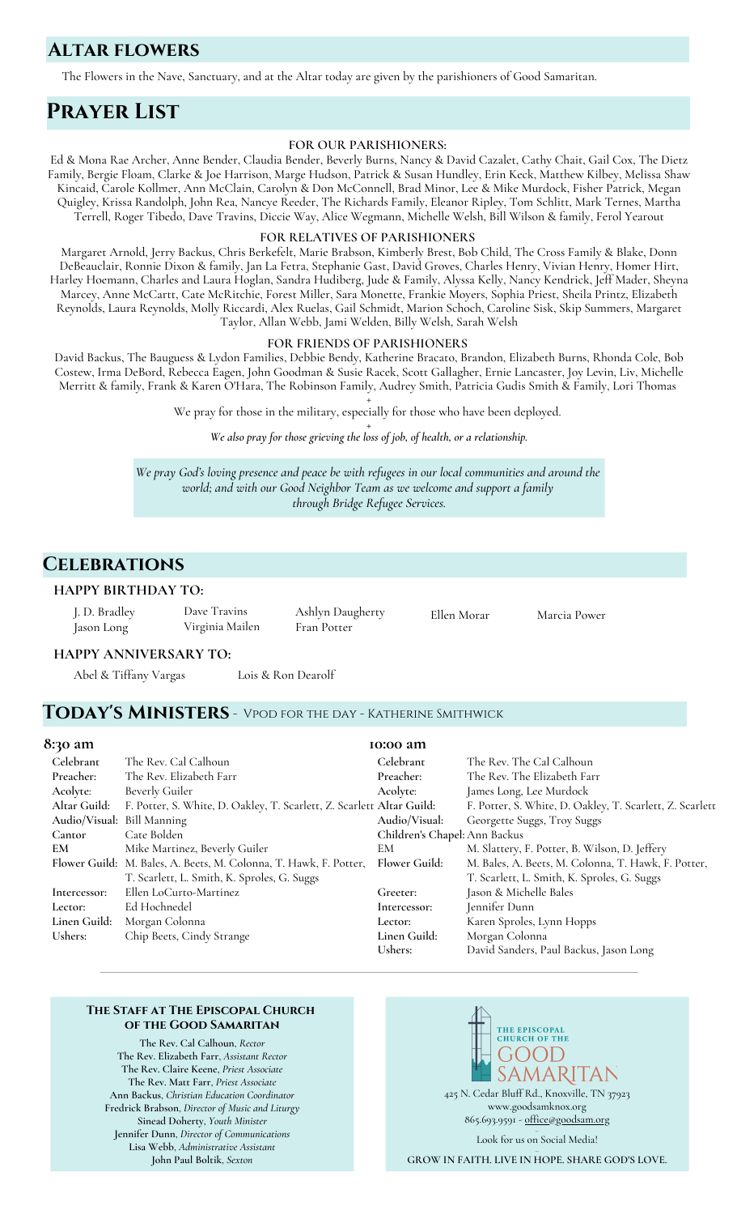## Altar Flowers

The Flowers in the Nave, Sanctuary, and at the Altar today are given by the parishioners of Good Samaritan.

## Prayer List

### FOR OUR PARISHIONERS:

Ed & Mona Rae Archer, Anne Bender, Claudia Bender, Beverly Burns, Nancy & David Cazalet, Cathy Chait, Gail Cox, The Dietz Family, Bergie Floam, Clarke & Joe Harrison, Marge Hudson, Patrick & Susan Hundley, Erin Keck, Matthew Kilbey, Melissa Shaw Kincaid, Carole Kollmer, Ann McClain, Carolyn & Don McConnell, Brad Minor, Lee & Mike Murdock, Fisher Patrick, Megan Quigley, Krissa Randolph, John Rea, Nancye Reeder, The Richards Family, Eleanor Ripley, Tom Schlitt, Mark Ternes, Martha Terrell, Roger Tibedo, Dave Travins, Diccie Way, Alice Wegmann, Michelle Welsh, Bill Wilson & family, Ferol Yearout

### FOR RELATIVES OF PARISHIONERS

Margaret Arnold, Jerry Backus, Chris Berkefelt, Marie Brabson, Kimberly Brest, Bob Child, The Cross Family & Blake, Donn DeBeauclair, Ronnie Dixon & family, Jan La Fetra, Stephanie Gast, David Groves, Charles Henry, Vivian Henry, Homer Hirt, Harley Hoemann, Charles and Laura Hoglan, Sandra Hudiberg, Jude & Family, Alyssa Kelly, Nancy Kendrick, Jeff Mader, Sheyna Marcey, Anne McCartt, Cate McRitchie, Forest Miller, Sara Monette, Frankie Moyers, Sophia Priest, Sheila Printz, Elizabeth Reynolds, Laura Reynolds, Molly Riccardi, Alex Ruelas, Gail Schmidt, Marion Schoch, Caroline Sisk, Skip Summers, Margaret Taylor, Allan Webb, Jami Welden, Billy Welsh, Sarah Welsh

### FOR FRIENDS OF PARISHIONERS

David Backus, The Bauguess & Lydon Families, Debbie Bendy, Katherine Bracato, Brandon, Elizabeth Burns, Rhonda Cole, Bob Costew, Irma DeBord, Rebecca Eagen, John Goodman & Susie Racek, Scott Gallagher, Ernie Lancaster, Joy Levin, Liv, Michelle Merritt & family, Frank & Karen O'Hara, The Robinson Family, Audrey Smith, Patricia Gudis Smith & Family, Lori Thomas

+

We pray for those in the military, especially for those who have been deployed.

+

*We also pray for those grieving the loss of job, of health, or a relationship.*

*We pray God's loving presence and peace be with refugees in our local communities and around the world; and with our Good Neighbor Team as we welcome and support a family through Bridge Refugee Services.*

## Celebrations

### HAPPY BIRTHDAY TO:

J. D. Bradley, Jason Long, Dave Travins, Virginia Mailen, Ashlyn Daugherty, Fran Potter, Ellen Morar, Marcia Power

### HAPPY ANNIVERSARY TO:

Abel & Tiffany Vargas, Lois & Ron Dearolf

## Today's Ministers - VPOD for the day - Katherine Smithwick

### 8:30 am

| | |
|---|---|
| Celebrant | The Rev. Cal Calhoun |
| Preacher: | The Rev. Elizabeth Farr |
| Acolyte: | Beverly Guiler |
| Altar Guild: | F. Potter, S. White, D. Oakley, T. Scarlett, Z. Scarlett |
| Audio/Visual: | Bill Manning |
| Cantor | Cate Bolden |
| EM | Mike Martinez, Beverly Guiler |
| Flower Guild: | M. Bales, A. Beets, M. Colonna, T. Hawk, F. Potter, T. Scarlett, L. Smith, K. Sproles, G. Suggs |
| Intercessor: | Ellen LoCurto-Martinez |
| Lector: | Ed Hochnedel |
| Linen Guild: | Morgan Colonna |
| Ushers: | Chip Beets, Cindy Strange |

### 10:00 am

| | |
|---|---|
| Celebrant | The Rev. The Cal Calhoun |
| Preacher: | The Rev. The Elizabeth Farr |
| Acolyte: | James Long, Lee Murdock |
| Altar Guild: | F. Potter, S. White, D. Oakley, T. Scarlett, Z. Scarlett |
| Audio/Visual: | Georgette Suggs, Troy Suggs |
| Children's Chapel: | Ann Backus |
| EM | M. Slattery, F. Potter, B. Wilson, D. Jeffery |
| Flower Guild: | M. Bales, A. Beets, M. Colonna, T. Hawk, F. Potter, T. Scarlett, L. Smith, K. Sproles, G. Suggs |
| Greeter: | Jason & Michelle Bales |
| Intercessor: | Jennifer Dunn |
| Lector: | Karen Sproles, Lynn Hopps |
| Linen Guild: | Morgan Colonna |
| Ushers: | David Sanders, Paul Backus, Jason Long |

### The Staff at The Episcopal Church of the Good Samaritan

**The Rev. Cal Calhoun**, *Rector*
**The Rev. Elizabeth Farr**, *Assistant Rector*
**The Rev. Claire Keene**, *Priest Associate*
**The Rev. Matt Farr**, *Priest Associate*
**Ann Backus**, *Christian Education Coordinator*
**Fredrick Brabson**, *Director of Music and Liturgy*
**Sinead Doherty**, *Youth Minister*
**Jennifer Dunn**, *Director of Communications*
**Lisa Webb**, *Administrative Assistant*
**John Paul Boltik**, *Sexton*

THE EPISCOPAL CHURCH OF THE GOOD SAMARITAN

425 N. Cedar Bluff Rd., Knoxville, TN 37923
www.goodsamknox.org
865.693.9591 - office@goodsam.org

Look for us on Social Media!

GROW IN FAITH. LIVE IN HOPE. SHARE GOD'S LOVE.